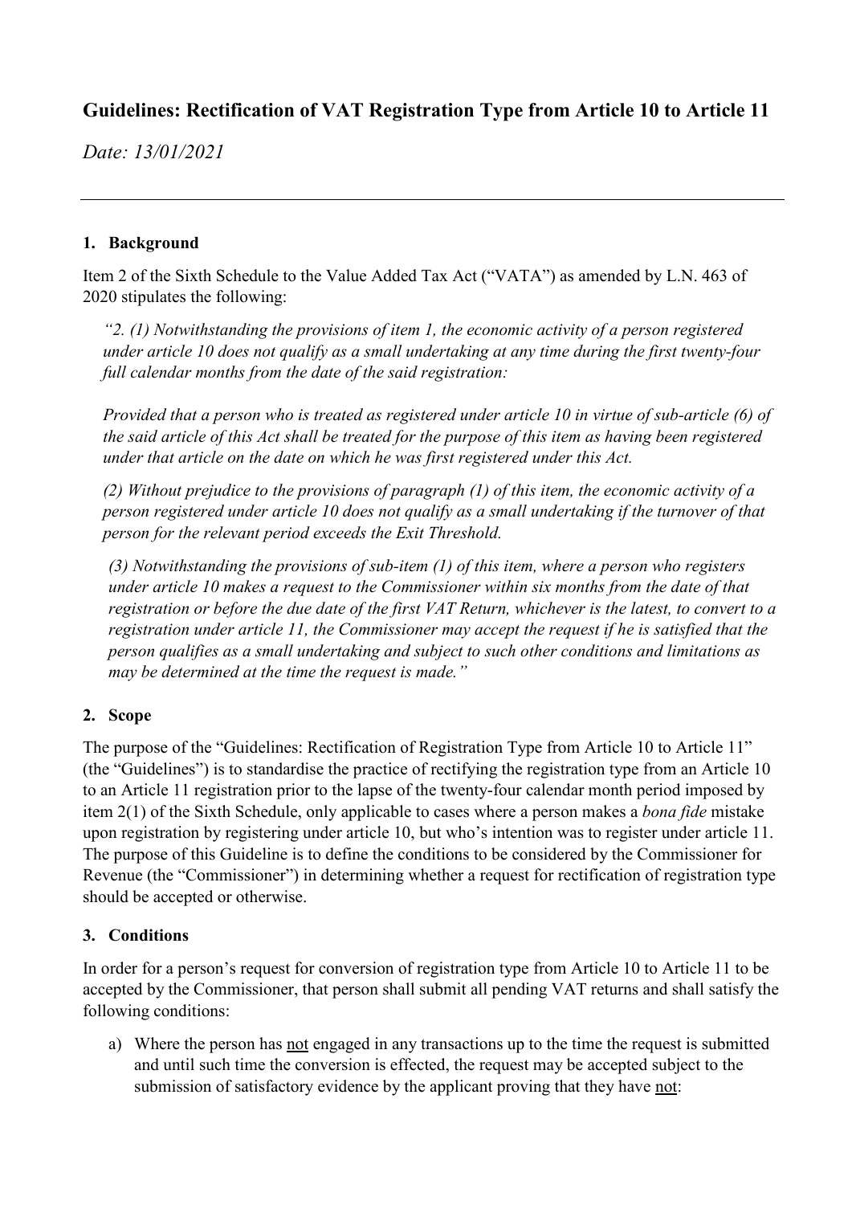# Guidelines: Rectification of VAT Registration Type from Article 10 to Article 11

*Date: 13/01/2021*

---

## 1. Background

Item 2 of the Sixth Schedule to the Value Added Tax Act ("VATA") as amended by L.N. 463 of 2020 stipulates the following:

> *"2. (1) Notwithstanding the provisions of item 1, the economic activity of a person registered under article 10 does not qualify as a small undertaking at any time during the first twenty-four full calendar months from the date of the said registration:*
>
> *Provided that a person who is treated as registered under article 10 in virtue of sub-article (6) of the said article of this Act shall be treated for the purpose of this item as having been registered under that article on the date on which he was first registered under this Act.*
>
> *(2) Without prejudice to the provisions of paragraph (1) of this item, the economic activity of a person registered under article 10 does not qualify as a small undertaking if the turnover of that person for the relevant period exceeds the Exit Threshold.*
>
> *(3) Notwithstanding the provisions of sub-item (1) of this item, where a person who registers under article 10 makes a request to the Commissioner within six months from the date of that registration or before the due date of the first VAT Return, whichever is the latest, to convert to a registration under article 11, the Commissioner may accept the request if he is satisfied that the person qualifies as a small undertaking and subject to such other conditions and limitations as may be determined at the time the request is made."*

## 2. Scope

The purpose of the "Guidelines: Rectification of Registration Type from Article 10 to Article 11" (the "Guidelines") is to standardise the practice of rectifying the registration type from an Article 10 to an Article 11 registration prior to the lapse of the twenty-four calendar month period imposed by item 2(1) of the Sixth Schedule, only applicable to cases where a person makes a *bona fide* mistake upon registration by registering under article 10, but who's intention was to register under article 11. The purpose of this Guideline is to define the conditions to be considered by the Commissioner for Revenue (the "Commissioner") in determining whether a request for rectification of registration type should be accepted or otherwise.

## 3. Conditions

In order for a person's request for conversion of registration type from Article 10 to Article 11 to be accepted by the Commissioner, that person shall submit all pending VAT returns and shall satisfy the following conditions:

a) Where the person has not engaged in any transactions up to the time the request is submitted and until such time the conversion is effected, the request may be accepted subject to the submission of satisfactory evidence by the applicant proving that they have not: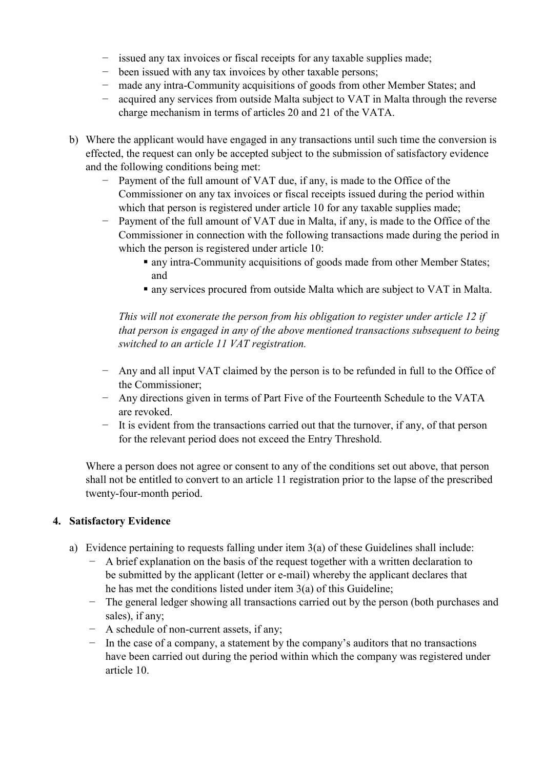- issued any tax invoices or fiscal receipts for any taxable supplies made;
- been issued with any tax invoices by other taxable persons;
- made any intra-Community acquisitions of goods from other Member States; and
- acquired any services from outside Malta subject to VAT in Malta through the reverse charge mechanism in terms of articles 20 and 21 of the VATA.

b) Where the applicant would have engaged in any transactions until such time the conversion is effected, the request can only be accepted subject to the submission of satisfactory evidence and the following conditions being met:

- Payment of the full amount of VAT due, if any, is made to the Office of the Commissioner on any tax invoices or fiscal receipts issued during the period within which that person is registered under article 10 for any taxable supplies made;
- Payment of the full amount of VAT due in Malta, if any, is made to the Office of the Commissioner in connection with the following transactions made during the period in which the person is registered under article 10:
  - any intra-Community acquisitions of goods made from other Member States; and
  - any services procured from outside Malta which are subject to VAT in Malta.

  *This will not exonerate the person from his obligation to register under article 12 if that person is engaged in any of the above mentioned transactions subsequent to being switched to an article 11 VAT registration.*

- Any and all input VAT claimed by the person is to be refunded in full to the Office of the Commissioner;
- Any directions given in terms of Part Five of the Fourteenth Schedule to the VATA are revoked.
- It is evident from the transactions carried out that the turnover, if any, of that person for the relevant period does not exceed the Entry Threshold.

Where a person does not agree or consent to any of the conditions set out above, that person shall not be entitled to convert to an article 11 registration prior to the lapse of the prescribed twenty-four-month period.

## 4. Satisfactory Evidence

a) Evidence pertaining to requests falling under item 3(a) of these Guidelines shall include:

- A brief explanation on the basis of the request together with a written declaration to be submitted by the applicant (letter or e-mail) whereby the applicant declares that he has met the conditions listed under item 3(a) of this Guideline;
- The general ledger showing all transactions carried out by the person (both purchases and sales), if any;
- A schedule of non-current assets, if any;
- In the case of a company, a statement by the company's auditors that no transactions have been carried out during the period within which the company was registered under article 10.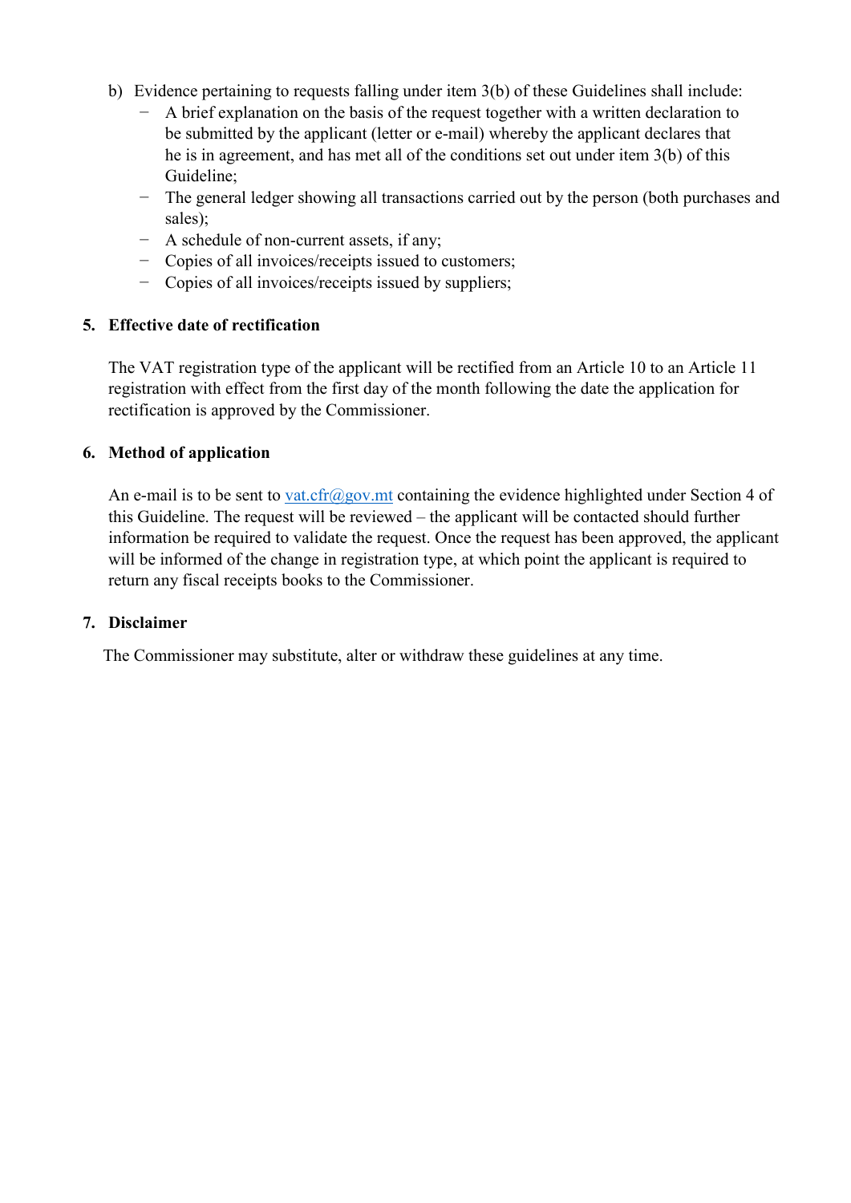b) Evidence pertaining to requests falling under item 3(b) of these Guidelines shall include:
   - A brief explanation on the basis of the request together with a written declaration to be submitted by the applicant (letter or e-mail) whereby the applicant declares that he is in agreement, and has met all of the conditions set out under item 3(b) of this Guideline;
   - The general ledger showing all transactions carried out by the person (both purchases and sales);
   - A schedule of non-current assets, if any;
   - Copies of all invoices/receipts issued to customers;
   - Copies of all invoices/receipts issued by suppliers;

## 5. Effective date of rectification

The VAT registration type of the applicant will be rectified from an Article 10 to an Article 11 registration with effect from the first day of the month following the date the application for rectification is approved by the Commissioner.

## 6. Method of application

An e-mail is to be sent to vat.cfr@gov.mt containing the evidence highlighted under Section 4 of this Guideline. The request will be reviewed – the applicant will be contacted should further information be required to validate the request. Once the request has been approved, the applicant will be informed of the change in registration type, at which point the applicant is required to return any fiscal receipts books to the Commissioner.

## 7. Disclaimer

The Commissioner may substitute, alter or withdraw these guidelines at any time.